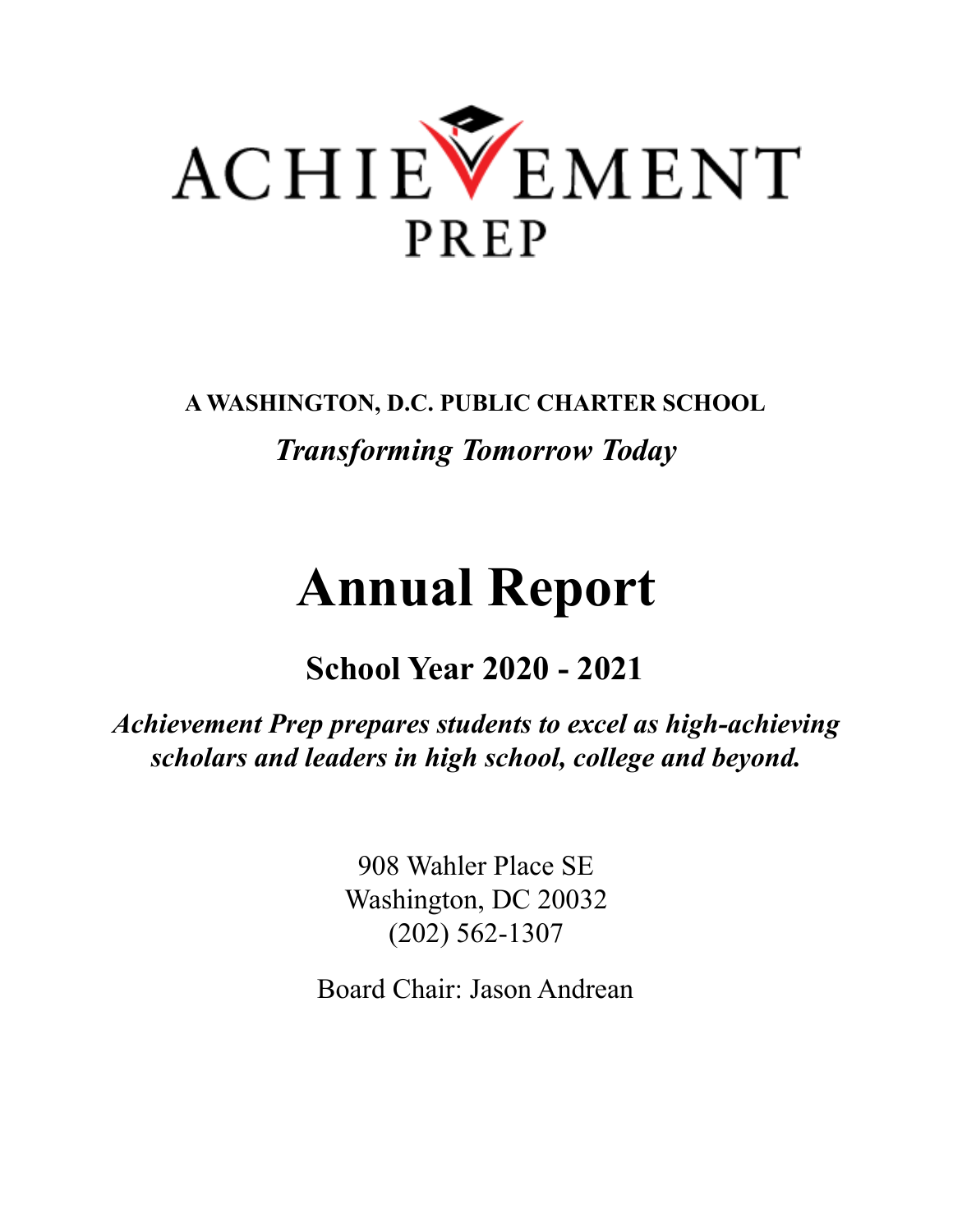# ACHIEVEMENT PREP

**A WASHINGTON, D.C. PUBLIC CHARTER SCHOOL**

***Transforming Tomorrow Today***

# Annual Report

## School Year 2020 - 2021

***Achievement Prep prepares students to excel as high-achieving scholars and leaders in high school, college and beyond.***

908 Wahler Place SE
Washington, DC 20032
(202) 562-1307

Board Chair: Jason Andrean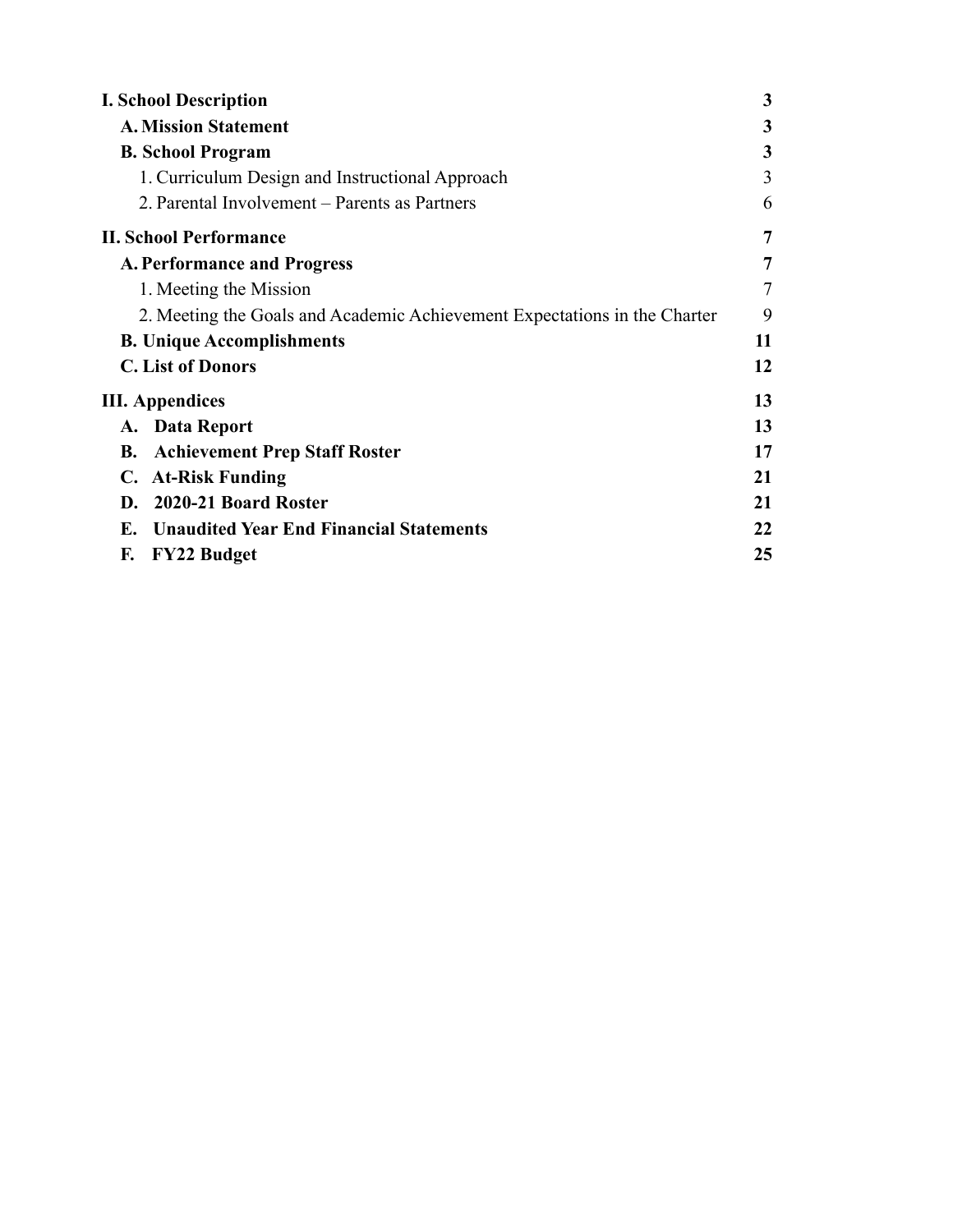**I. School Description** 3

**A. Mission Statement** 3

**B. School Program** 3

1. Curriculum Design and Instructional Approach 3

2. Parental Involvement – Parents as Partners 6

**II. School Performance** 7

**A. Performance and Progress** 7

1. Meeting the Mission 7

2. Meeting the Goals and Academic Achievement Expectations in the Charter 9

**B. Unique Accomplishments** 11

**C. List of Donors** 12

**III. Appendices** 13

**A. Data Report** 13

**B. Achievement Prep Staff Roster** 17

**C. At-Risk Funding** 21

**D. 2020-21 Board Roster** 21

**E. Unaudited Year End Financial Statements** 22

**F. FY22 Budget** 25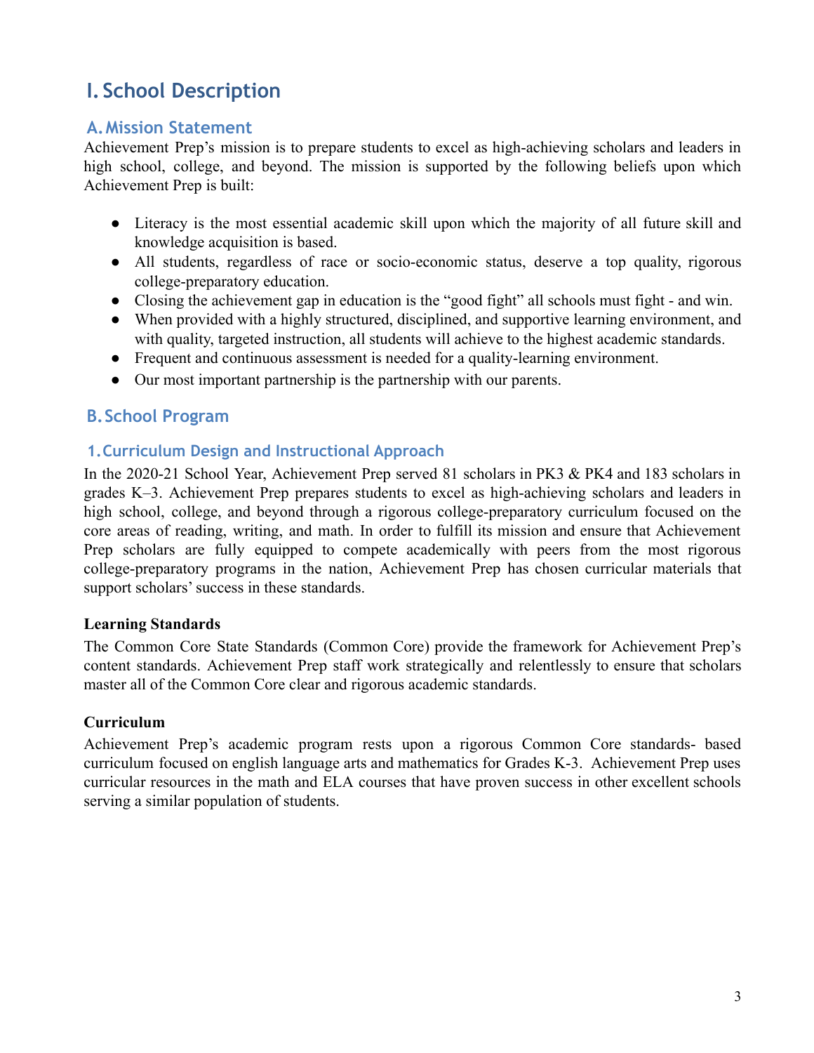# I. School Description

## A. Mission Statement

Achievement Prep's mission is to prepare students to excel as high-achieving scholars and leaders in high school, college, and beyond. The mission is supported by the following beliefs upon which Achievement Prep is built:

- Literacy is the most essential academic skill upon which the majority of all future skill and knowledge acquisition is based.
- All students, regardless of race or socio-economic status, deserve a top quality, rigorous college-preparatory education.
- Closing the achievement gap in education is the "good fight" all schools must fight - and win.
- When provided with a highly structured, disciplined, and supportive learning environment, and with quality, targeted instruction, all students will achieve to the highest academic standards.
- Frequent and continuous assessment is needed for a quality-learning environment.
- Our most important partnership is the partnership with our parents.

## B. School Program

### 1. Curriculum Design and Instructional Approach

In the 2020-21 School Year, Achievement Prep served 81 scholars in PK3 & PK4 and 183 scholars in grades K–3. Achievement Prep prepares students to excel as high-achieving scholars and leaders in high school, college, and beyond through a rigorous college-preparatory curriculum focused on the core areas of reading, writing, and math. In order to fulfill its mission and ensure that Achievement Prep scholars are fully equipped to compete academically with peers from the most rigorous college-preparatory programs in the nation, Achievement Prep has chosen curricular materials that support scholars' success in these standards.

**Learning Standards**

The Common Core State Standards (Common Core) provide the framework for Achievement Prep's content standards. Achievement Prep staff work strategically and relentlessly to ensure that scholars master all of the Common Core clear and rigorous academic standards.

**Curriculum**

Achievement Prep's academic program rests upon a rigorous Common Core standards- based curriculum focused on english language arts and mathematics for Grades K-3. Achievement Prep uses curricular resources in the math and ELA courses that have proven success in other excellent schools serving a similar population of students.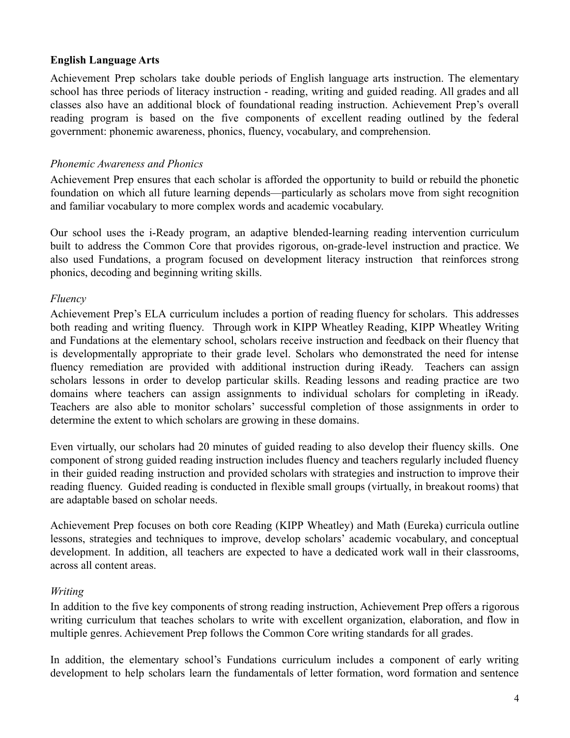**English Language Arts**

Achievement Prep scholars take double periods of English language arts instruction. The elementary school has three periods of literacy instruction - reading, writing and guided reading. All grades and all classes also have an additional block of foundational reading instruction. Achievement Prep's overall reading program is based on the five components of excellent reading outlined by the federal government: phonemic awareness, phonics, fluency, vocabulary, and comprehension.

*Phonemic Awareness and Phonics*

Achievement Prep ensures that each scholar is afforded the opportunity to build or rebuild the phonetic foundation on which all future learning depends—particularly as scholars move from sight recognition and familiar vocabulary to more complex words and academic vocabulary.

Our school uses the i-Ready program, an adaptive blended-learning reading intervention curriculum built to address the Common Core that provides rigorous, on-grade-level instruction and practice. We also used Fundations, a program focused on development literacy instruction that reinforces strong phonics, decoding and beginning writing skills.

*Fluency*

Achievement Prep's ELA curriculum includes a portion of reading fluency for scholars. This addresses both reading and writing fluency. Through work in KIPP Wheatley Reading, KIPP Wheatley Writing and Fundations at the elementary school, scholars receive instruction and feedback on their fluency that is developmentally appropriate to their grade level. Scholars who demonstrated the need for intense fluency remediation are provided with additional instruction during iReady. Teachers can assign scholars lessons in order to develop particular skills. Reading lessons and reading practice are two domains where teachers can assign assignments to individual scholars for completing in iReady. Teachers are also able to monitor scholars' successful completion of those assignments in order to determine the extent to which scholars are growing in these domains.

Even virtually, our scholars had 20 minutes of guided reading to also develop their fluency skills. One component of strong guided reading instruction includes fluency and teachers regularly included fluency in their guided reading instruction and provided scholars with strategies and instruction to improve their reading fluency. Guided reading is conducted in flexible small groups (virtually, in breakout rooms) that are adaptable based on scholar needs.

Achievement Prep focuses on both core Reading (KIPP Wheatley) and Math (Eureka) curricula outline lessons, strategies and techniques to improve, develop scholars' academic vocabulary, and conceptual development. In addition, all teachers are expected to have a dedicated work wall in their classrooms, across all content areas.

*Writing*

In addition to the five key components of strong reading instruction, Achievement Prep offers a rigorous writing curriculum that teaches scholars to write with excellent organization, elaboration, and flow in multiple genres. Achievement Prep follows the Common Core writing standards for all grades.

In addition, the elementary school's Fundations curriculum includes a component of early writing development to help scholars learn the fundamentals of letter formation, word formation and sentence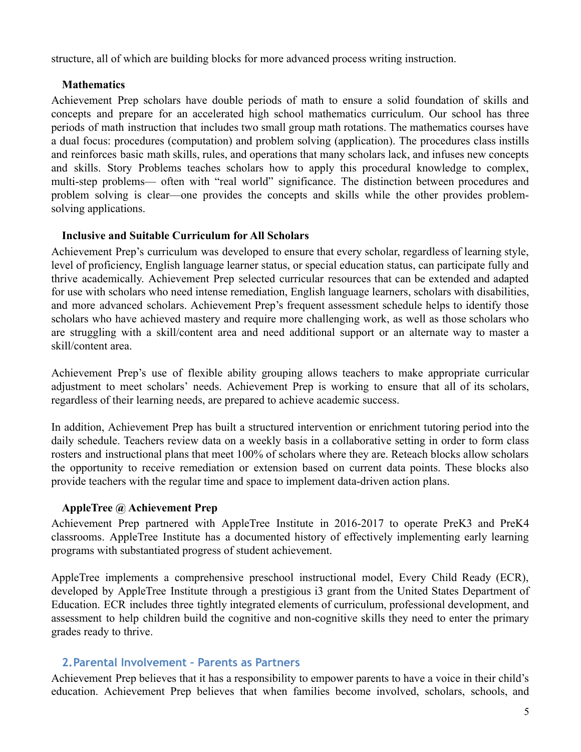structure, all of which are building blocks for more advanced process writing instruction.

### Mathematics

Achievement Prep scholars have double periods of math to ensure a solid foundation of skills and concepts and prepare for an accelerated high school mathematics curriculum. Our school has three periods of math instruction that includes two small group math rotations. The mathematics courses have a dual focus: procedures (computation) and problem solving (application). The procedures class instills and reinforces basic math skills, rules, and operations that many scholars lack, and infuses new concepts and skills. Story Problems teaches scholars how to apply this procedural knowledge to complex, multi-step problems— often with "real world" significance. The distinction between procedures and problem solving is clear—one provides the concepts and skills while the other provides problem-solving applications.

### Inclusive and Suitable Curriculum for All Scholars

Achievement Prep's curriculum was developed to ensure that every scholar, regardless of learning style, level of proficiency, English language learner status, or special education status, can participate fully and thrive academically. Achievement Prep selected curricular resources that can be extended and adapted for use with scholars who need intense remediation, English language learners, scholars with disabilities, and more advanced scholars. Achievement Prep's frequent assessment schedule helps to identify those scholars who have achieved mastery and require more challenging work, as well as those scholars who are struggling with a skill/content area and need additional support or an alternate way to master a skill/content area.

Achievement Prep's use of flexible ability grouping allows teachers to make appropriate curricular adjustment to meet scholars' needs. Achievement Prep is working to ensure that all of its scholars, regardless of their learning needs, are prepared to achieve academic success.

In addition, Achievement Prep has built a structured intervention or enrichment tutoring period into the daily schedule. Teachers review data on a weekly basis in a collaborative setting in order to form class rosters and instructional plans that meet 100% of scholars where they are. Reteach blocks allow scholars the opportunity to receive remediation or extension based on current data points. These blocks also provide teachers with the regular time and space to implement data-driven action plans.

### AppleTree @ Achievement Prep

Achievement Prep partnered with AppleTree Institute in 2016-2017 to operate PreK3 and PreK4 classrooms. AppleTree Institute has a documented history of effectively implementing early learning programs with substantiated progress of student achievement.

AppleTree implements a comprehensive preschool instructional model, Every Child Ready (ECR), developed by AppleTree Institute through a prestigious i3 grant from the United States Department of Education. ECR includes three tightly integrated elements of curriculum, professional development, and assessment to help children build the cognitive and non-cognitive skills they need to enter the primary grades ready to thrive.

## 2. Parental Involvement – Parents as Partners

Achievement Prep believes that it has a responsibility to empower parents to have a voice in their child's education. Achievement Prep believes that when families become involved, scholars, schools, and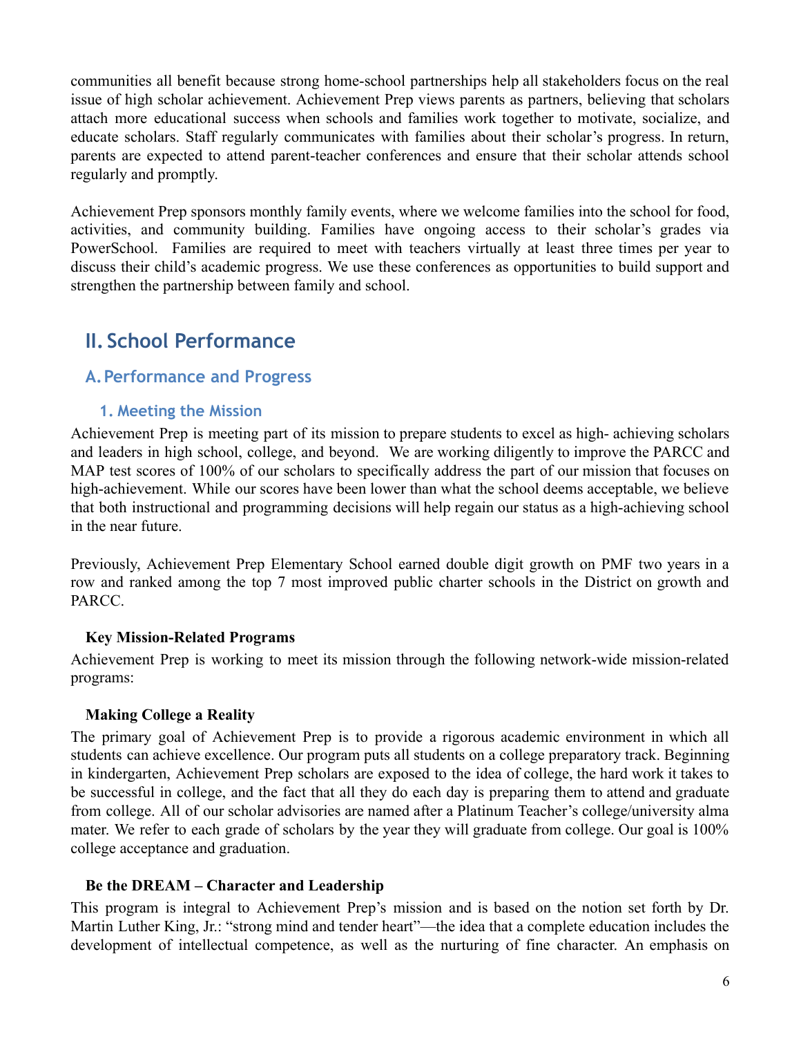communities all benefit because strong home-school partnerships help all stakeholders focus on the real issue of high scholar achievement. Achievement Prep views parents as partners, believing that scholars attach more educational success when schools and families work together to motivate, socialize, and educate scholars. Staff regularly communicates with families about their scholar's progress. In return, parents are expected to attend parent-teacher conferences and ensure that their scholar attends school regularly and promptly.

Achievement Prep sponsors monthly family events, where we welcome families into the school for food, activities, and community building. Families have ongoing access to their scholar's grades via PowerSchool. Families are required to meet with teachers virtually at least three times per year to discuss their child's academic progress. We use these conferences as opportunities to build support and strengthen the partnership between family and school.

# II. School Performance

## A. Performance and Progress

### 1. Meeting the Mission

Achievement Prep is meeting part of its mission to prepare students to excel as high- achieving scholars and leaders in high school, college, and beyond. We are working diligently to improve the PARCC and MAP test scores of 100% of our scholars to specifically address the part of our mission that focuses on high-achievement. While our scores have been lower than what the school deems acceptable, we believe that both instructional and programming decisions will help regain our status as a high-achieving school in the near future.

Previously, Achievement Prep Elementary School earned double digit growth on PMF two years in a row and ranked among the top 7 most improved public charter schools in the District on growth and PARCC.

**Key Mission-Related Programs**

Achievement Prep is working to meet its mission through the following network-wide mission-related programs:

**Making College a Reality**

The primary goal of Achievement Prep is to provide a rigorous academic environment in which all students can achieve excellence. Our program puts all students on a college preparatory track. Beginning in kindergarten, Achievement Prep scholars are exposed to the idea of college, the hard work it takes to be successful in college, and the fact that all they do each day is preparing them to attend and graduate from college. All of our scholar advisories are named after a Platinum Teacher's college/university alma mater. We refer to each grade of scholars by the year they will graduate from college. Our goal is 100% college acceptance and graduation.

**Be the DREAM – Character and Leadership**

This program is integral to Achievement Prep's mission and is based on the notion set forth by Dr. Martin Luther King, Jr.: "strong mind and tender heart"—the idea that a complete education includes the development of intellectual competence, as well as the nurturing of fine character. An emphasis on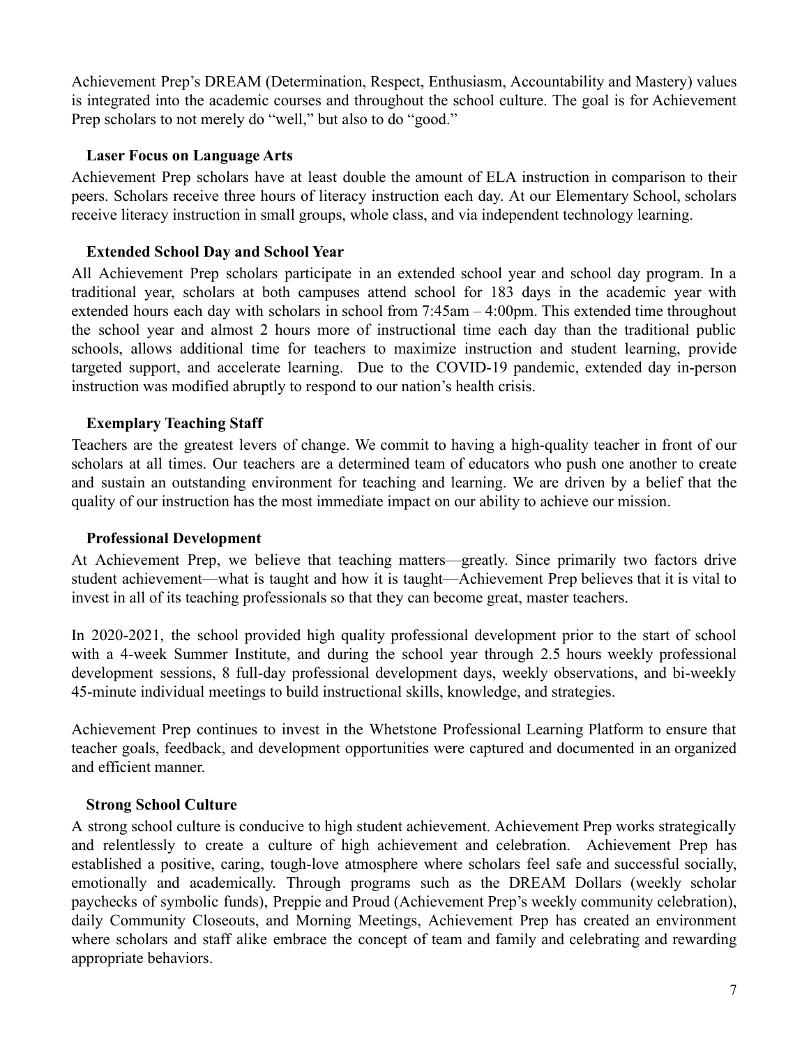Achievement Prep's DREAM (Determination, Respect, Enthusiasm, Accountability and Mastery) values is integrated into the academic courses and throughout the school culture. The goal is for Achievement Prep scholars to not merely do "well," but also to do "good."

### Laser Focus on Language Arts

Achievement Prep scholars have at least double the amount of ELA instruction in comparison to their peers. Scholars receive three hours of literacy instruction each day. At our Elementary School, scholars receive literacy instruction in small groups, whole class, and via independent technology learning.

### Extended School Day and School Year

All Achievement Prep scholars participate in an extended school year and school day program. In a traditional year, scholars at both campuses attend school for 183 days in the academic year with extended hours each day with scholars in school from 7:45am – 4:00pm. This extended time throughout the school year and almost 2 hours more of instructional time each day than the traditional public schools, allows additional time for teachers to maximize instruction and student learning, provide targeted support, and accelerate learning. Due to the COVID-19 pandemic, extended day in-person instruction was modified abruptly to respond to our nation's health crisis.

### Exemplary Teaching Staff

Teachers are the greatest levers of change. We commit to having a high-quality teacher in front of our scholars at all times. Our teachers are a determined team of educators who push one another to create and sustain an outstanding environment for teaching and learning. We are driven by a belief that the quality of our instruction has the most immediate impact on our ability to achieve our mission.

### Professional Development

At Achievement Prep, we believe that teaching matters—greatly. Since primarily two factors drive student achievement—what is taught and how it is taught—Achievement Prep believes that it is vital to invest in all of its teaching professionals so that they can become great, master teachers.

In 2020-2021, the school provided high quality professional development prior to the start of school with a 4-week Summer Institute, and during the school year through 2.5 hours weekly professional development sessions, 8 full-day professional development days, weekly observations, and bi-weekly 45-minute individual meetings to build instructional skills, knowledge, and strategies.

Achievement Prep continues to invest in the Whetstone Professional Learning Platform to ensure that teacher goals, feedback, and development opportunities were captured and documented in an organized and efficient manner.

### Strong School Culture

A strong school culture is conducive to high student achievement. Achievement Prep works strategically and relentlessly to create a culture of high achievement and celebration. Achievement Prep has established a positive, caring, tough-love atmosphere where scholars feel safe and successful socially, emotionally and academically. Through programs such as the DREAM Dollars (weekly scholar paychecks of symbolic funds), Preppie and Proud (Achievement Prep's weekly community celebration), daily Community Closeouts, and Morning Meetings, Achievement Prep has created an environment where scholars and staff alike embrace the concept of team and family and celebrating and rewarding appropriate behaviors.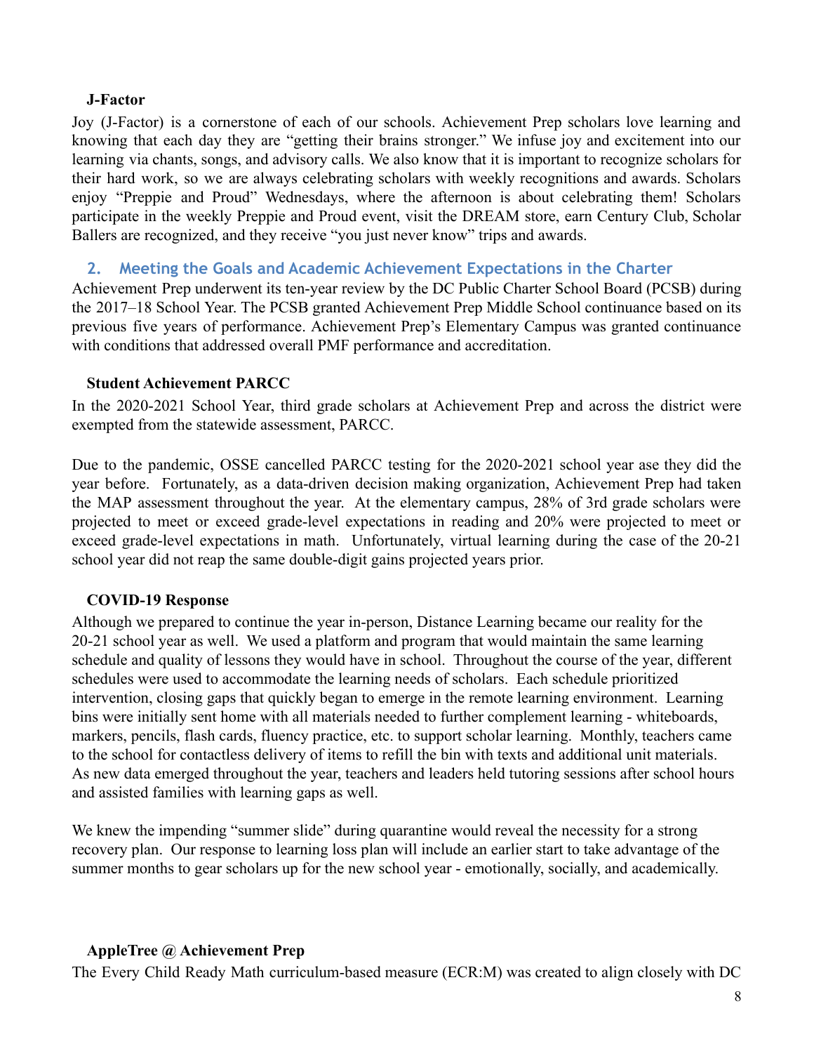**J-Factor**

Joy (J-Factor) is a cornerstone of each of our schools. Achievement Prep scholars love learning and knowing that each day they are "getting their brains stronger." We infuse joy and excitement into our learning via chants, songs, and advisory calls. We also know that it is important to recognize scholars for their hard work, so we are always celebrating scholars with weekly recognitions and awards. Scholars enjoy "Preppie and Proud" Wednesdays, where the afternoon is about celebrating them! Scholars participate in the weekly Preppie and Proud event, visit the DREAM store, earn Century Club, Scholar Ballers are recognized, and they receive "you just never know" trips and awards.

## 2. Meeting the Goals and Academic Achievement Expectations in the Charter

Achievement Prep underwent its ten-year review by the DC Public Charter School Board (PCSB) during the 2017–18 School Year. The PCSB granted Achievement Prep Middle School continuance based on its previous five years of performance. Achievement Prep's Elementary Campus was granted continuance with conditions that addressed overall PMF performance and accreditation.

**Student Achievement PARCC**

In the 2020-2021 School Year, third grade scholars at Achievement Prep and across the district were exempted from the statewide assessment, PARCC.

Due to the pandemic, OSSE cancelled PARCC testing for the 2020-2021 school year ase they did the year before. Fortunately, as a data-driven decision making organization, Achievement Prep had taken the MAP assessment throughout the year. At the elementary campus, 28% of 3rd grade scholars were projected to meet or exceed grade-level expectations in reading and 20% were projected to meet or exceed grade-level expectations in math. Unfortunately, virtual learning during the case of the 20-21 school year did not reap the same double-digit gains projected years prior.

**COVID-19 Response**

Although we prepared to continue the year in-person, Distance Learning became our reality for the 20-21 school year as well. We used a platform and program that would maintain the same learning schedule and quality of lessons they would have in school. Throughout the course of the year, different schedules were used to accommodate the learning needs of scholars. Each schedule prioritized intervention, closing gaps that quickly began to emerge in the remote learning environment. Learning bins were initially sent home with all materials needed to further complement learning - whiteboards, markers, pencils, flash cards, fluency practice, etc. to support scholar learning. Monthly, teachers came to the school for contactless delivery of items to refill the bin with texts and additional unit materials. As new data emerged throughout the year, teachers and leaders held tutoring sessions after school hours and assisted families with learning gaps as well.

We knew the impending "summer slide" during quarantine would reveal the necessity for a strong recovery plan. Our response to learning loss plan will include an earlier start to take advantage of the summer months to gear scholars up for the new school year - emotionally, socially, and academically.

**AppleTree @ Achievement Prep**

The Every Child Ready Math curriculum-based measure (ECR:M) was created to align closely with DC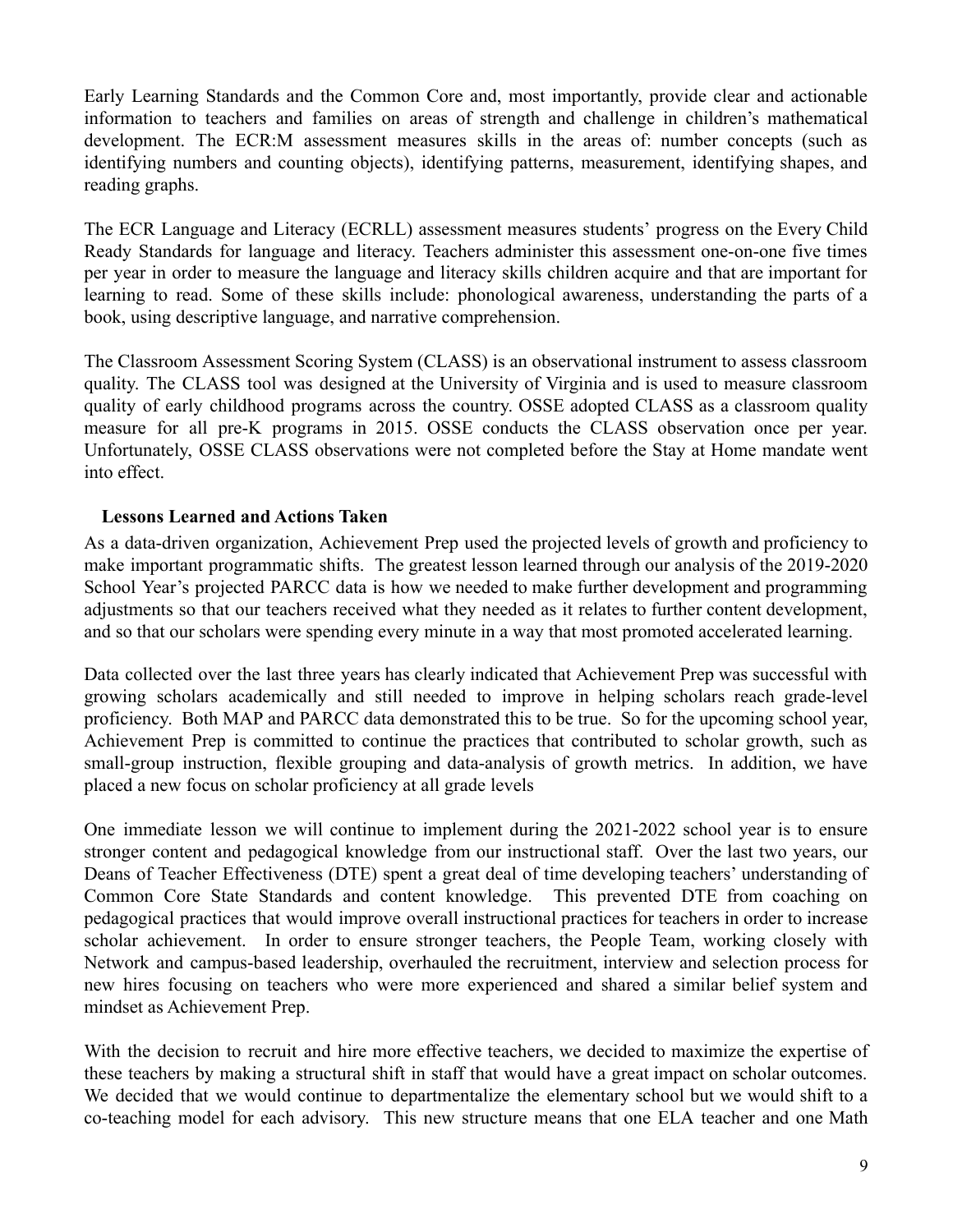Early Learning Standards and the Common Core and, most importantly, provide clear and actionable information to teachers and families on areas of strength and challenge in children's mathematical development. The ECR:M assessment measures skills in the areas of: number concepts (such as identifying numbers and counting objects), identifying patterns, measurement, identifying shapes, and reading graphs.

The ECR Language and Literacy (ECRLL) assessment measures students' progress on the Every Child Ready Standards for language and literacy. Teachers administer this assessment one-on-one five times per year in order to measure the language and literacy skills children acquire and that are important for learning to read. Some of these skills include: phonological awareness, understanding the parts of a book, using descriptive language, and narrative comprehension.

The Classroom Assessment Scoring System (CLASS) is an observational instrument to assess classroom quality. The CLASS tool was designed at the University of Virginia and is used to measure classroom quality of early childhood programs across the country. OSSE adopted CLASS as a classroom quality measure for all pre-K programs in 2015. OSSE conducts the CLASS observation once per year. Unfortunately, OSSE CLASS observations were not completed before the Stay at Home mandate went into effect.

**Lessons Learned and Actions Taken**

As a data-driven organization, Achievement Prep used the projected levels of growth and proficiency to make important programmatic shifts. The greatest lesson learned through our analysis of the 2019-2020 School Year's projected PARCC data is how we needed to make further development and programming adjustments so that our teachers received what they needed as it relates to further content development, and so that our scholars were spending every minute in a way that most promoted accelerated learning.

Data collected over the last three years has clearly indicated that Achievement Prep was successful with growing scholars academically and still needed to improve in helping scholars reach grade-level proficiency. Both MAP and PARCC data demonstrated this to be true. So for the upcoming school year, Achievement Prep is committed to continue the practices that contributed to scholar growth, such as small-group instruction, flexible grouping and data-analysis of growth metrics. In addition, we have placed a new focus on scholar proficiency at all grade levels

One immediate lesson we will continue to implement during the 2021-2022 school year is to ensure stronger content and pedagogical knowledge from our instructional staff. Over the last two years, our Deans of Teacher Effectiveness (DTE) spent a great deal of time developing teachers' understanding of Common Core State Standards and content knowledge. This prevented DTE from coaching on pedagogical practices that would improve overall instructional practices for teachers in order to increase scholar achievement. In order to ensure stronger teachers, the People Team, working closely with Network and campus-based leadership, overhauled the recruitment, interview and selection process for new hires focusing on teachers who were more experienced and shared a similar belief system and mindset as Achievement Prep.

With the decision to recruit and hire more effective teachers, we decided to maximize the expertise of these teachers by making a structural shift in staff that would have a great impact on scholar outcomes. We decided that we would continue to departmentalize the elementary school but we would shift to a co-teaching model for each advisory. This new structure means that one ELA teacher and one Math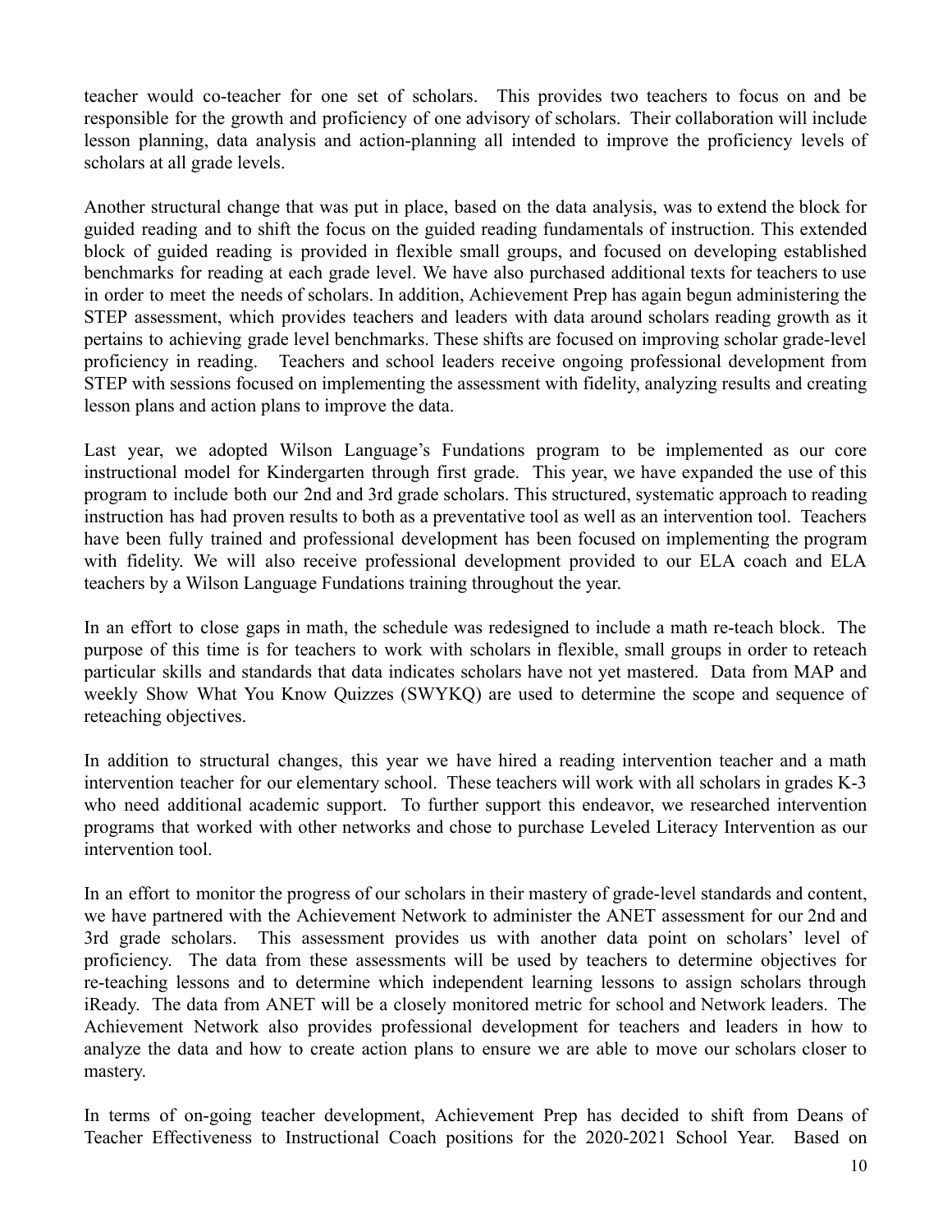teacher would co-teacher for one set of scholars. This provides two teachers to focus on and be responsible for the growth and proficiency of one advisory of scholars. Their collaboration will include lesson planning, data analysis and action-planning all intended to improve the proficiency levels of scholars at all grade levels.

Another structural change that was put in place, based on the data analysis, was to extend the block for guided reading and to shift the focus on the guided reading fundamentals of instruction. This extended block of guided reading is provided in flexible small groups, and focused on developing established benchmarks for reading at each grade level. We have also purchased additional texts for teachers to use in order to meet the needs of scholars. In addition, Achievement Prep has again begun administering the STEP assessment, which provides teachers and leaders with data around scholars reading growth as it pertains to achieving grade level benchmarks. These shifts are focused on improving scholar grade-level proficiency in reading. Teachers and school leaders receive ongoing professional development from STEP with sessions focused on implementing the assessment with fidelity, analyzing results and creating lesson plans and action plans to improve the data.

Last year, we adopted Wilson Language's Fundations program to be implemented as our core instructional model for Kindergarten through first grade. This year, we have expanded the use of this program to include both our 2nd and 3rd grade scholars. This structured, systematic approach to reading instruction has had proven results to both as a preventative tool as well as an intervention tool. Teachers have been fully trained and professional development has been focused on implementing the program with fidelity. We will also receive professional development provided to our ELA coach and ELA teachers by a Wilson Language Fundations training throughout the year.

In an effort to close gaps in math, the schedule was redesigned to include a math re-teach block. The purpose of this time is for teachers to work with scholars in flexible, small groups in order to reteach particular skills and standards that data indicates scholars have not yet mastered. Data from MAP and weekly Show What You Know Quizzes (SWYKQ) are used to determine the scope and sequence of reteaching objectives.

In addition to structural changes, this year we have hired a reading intervention teacher and a math intervention teacher for our elementary school. These teachers will work with all scholars in grades K-3 who need additional academic support. To further support this endeavor, we researched intervention programs that worked with other networks and chose to purchase Leveled Literacy Intervention as our intervention tool.

In an effort to monitor the progress of our scholars in their mastery of grade-level standards and content, we have partnered with the Achievement Network to administer the ANET assessment for our 2nd and 3rd grade scholars. This assessment provides us with another data point on scholars' level of proficiency. The data from these assessments will be used by teachers to determine objectives for re-teaching lessons and to determine which independent learning lessons to assign scholars through iReady. The data from ANET will be a closely monitored metric for school and Network leaders. The Achievement Network also provides professional development for teachers and leaders in how to analyze the data and how to create action plans to ensure we are able to move our scholars closer to mastery.

In terms of on-going teacher development, Achievement Prep has decided to shift from Deans of Teacher Effectiveness to Instructional Coach positions for the 2020-2021 School Year. Based on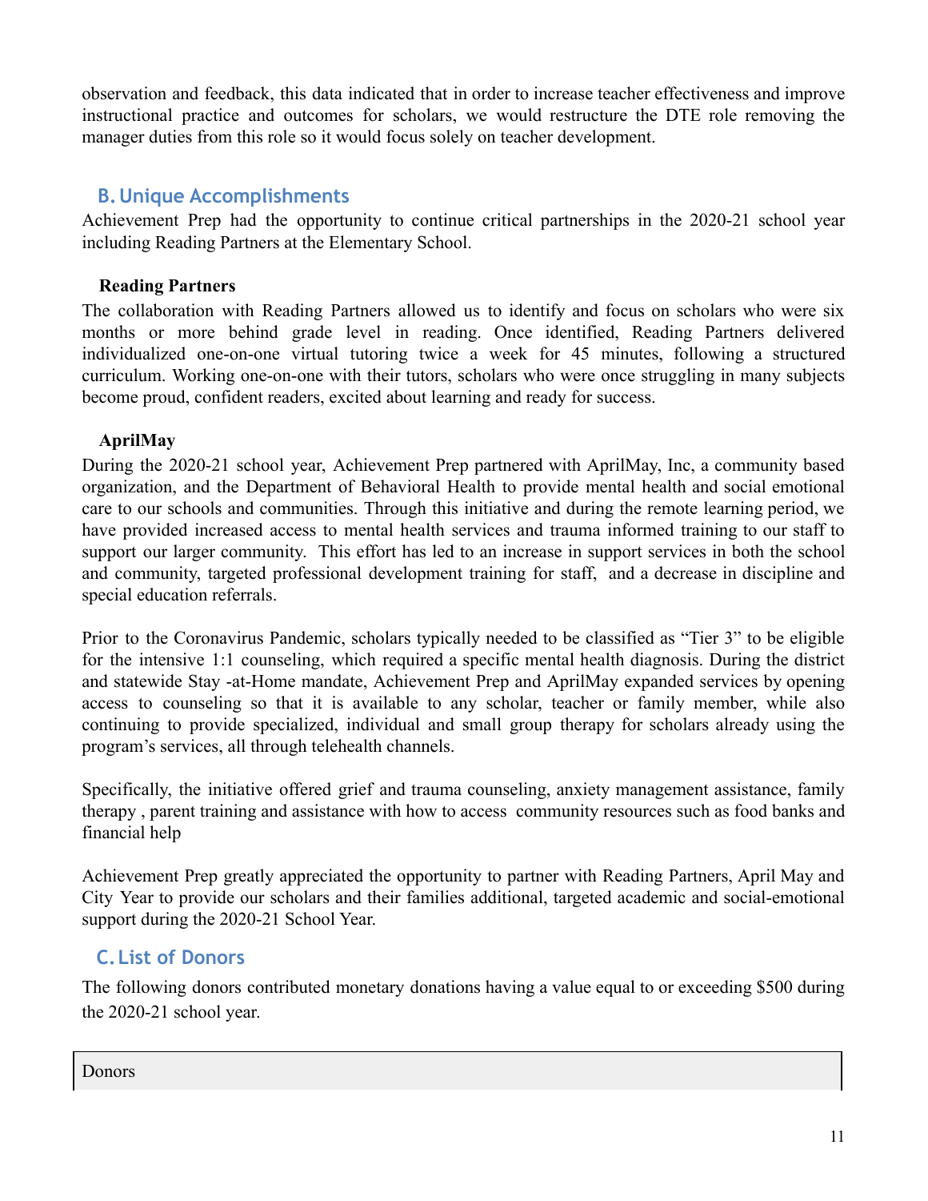observation and feedback, this data indicated that in order to increase teacher effectiveness and improve instructional practice and outcomes for scholars, we would restructure the DTE role removing the manager duties from this role so it would focus solely on teacher development.

## B. Unique Accomplishments

Achievement Prep had the opportunity to continue critical partnerships in the 2020-21 school year including Reading Partners at the Elementary School.

**Reading Partners**

The collaboration with Reading Partners allowed us to identify and focus on scholars who were six months or more behind grade level in reading. Once identified, Reading Partners delivered individualized one-on-one virtual tutoring twice a week for 45 minutes, following a structured curriculum. Working one-on-one with their tutors, scholars who were once struggling in many subjects become proud, confident readers, excited about learning and ready for success.

**AprilMay**

During the 2020-21 school year, Achievement Prep partnered with AprilMay, Inc, a community based organization, and the Department of Behavioral Health to provide mental health and social emotional care to our schools and communities. Through this initiative and during the remote learning period, we have provided increased access to mental health services and trauma informed training to our staff to support our larger community. This effort has led to an increase in support services in both the school and community, targeted professional development training for staff, and a decrease in discipline and special education referrals.

Prior to the Coronavirus Pandemic, scholars typically needed to be classified as "Tier 3" to be eligible for the intensive 1:1 counseling, which required a specific mental health diagnosis. During the district and statewide Stay -at-Home mandate, Achievement Prep and AprilMay expanded services by opening access to counseling so that it is available to any scholar, teacher or family member, while also continuing to provide specialized, individual and small group therapy for scholars already using the program's services, all through telehealth channels.

Specifically, the initiative offered grief and trauma counseling, anxiety management assistance, family therapy , parent training and assistance with how to access community resources such as food banks and financial help

Achievement Prep greatly appreciated the opportunity to partner with Reading Partners, April May and City Year to provide our scholars and their families additional, targeted academic and social-emotional support during the 2020-21 School Year.

## C. List of Donors

The following donors contributed monetary donations having a value equal to or exceeding $500 during the 2020-21 school year.

| Donors |
|---|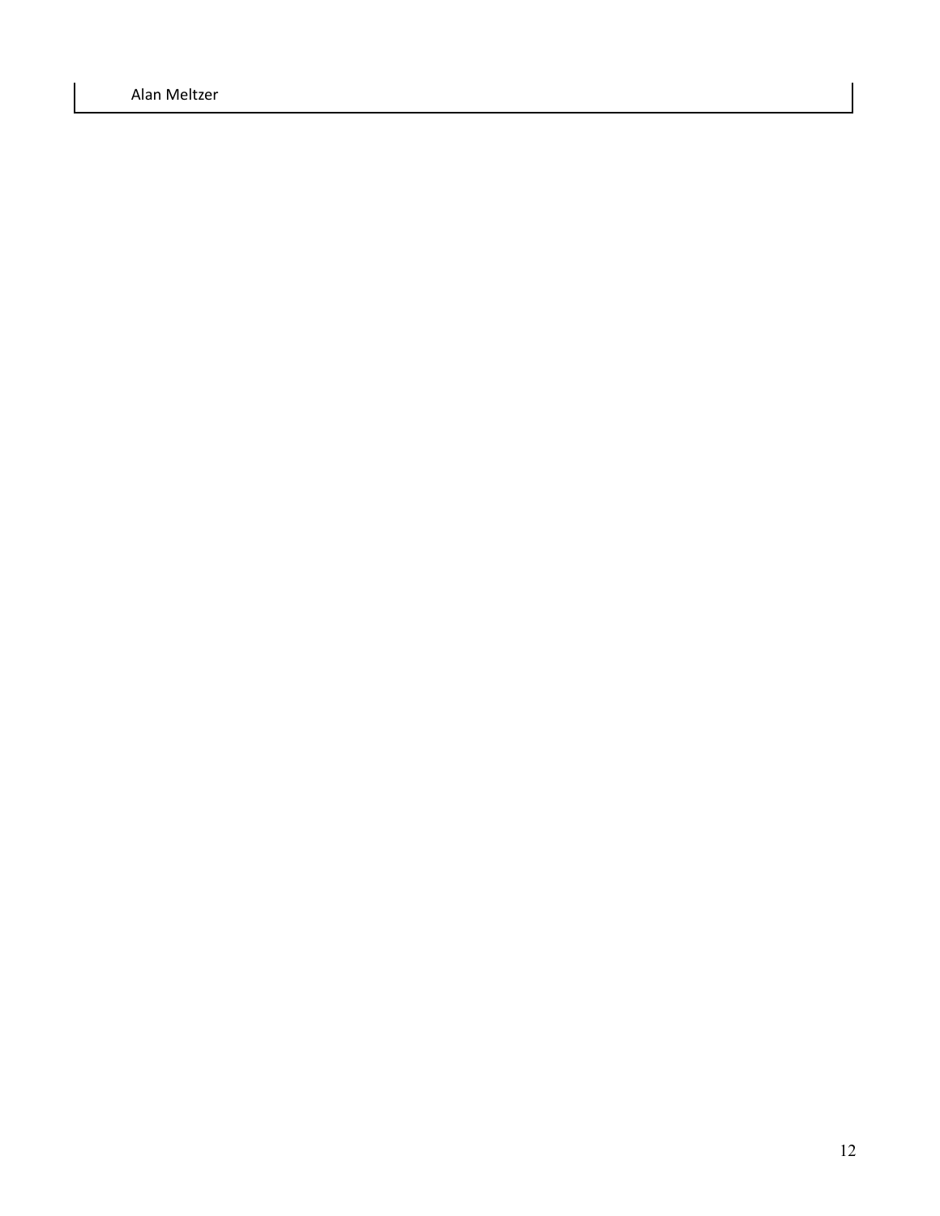Alan Meltzer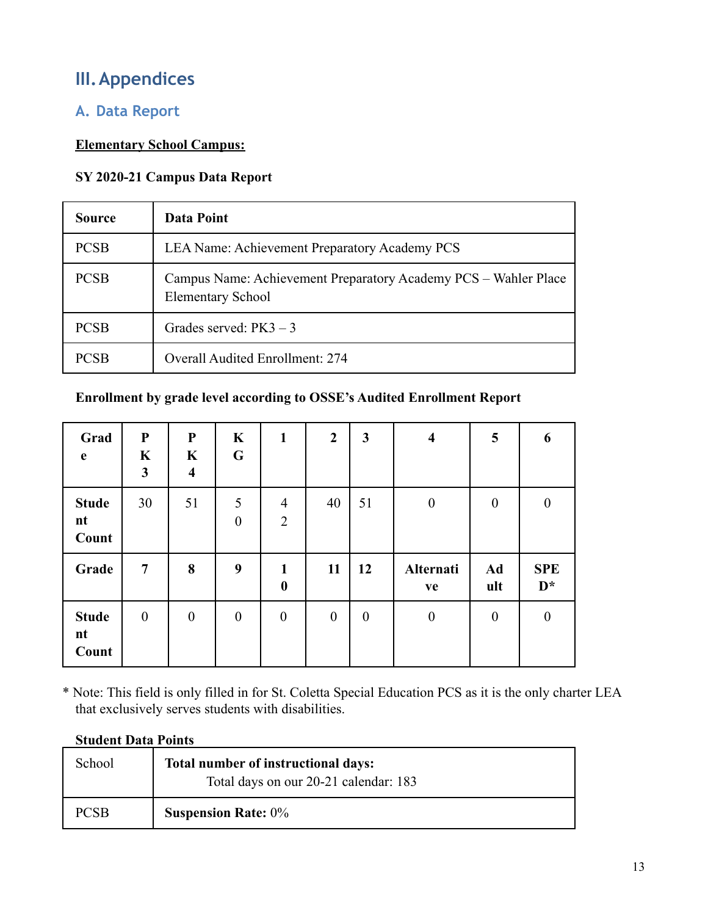# III. Appendices

## A. Data Report

**Elementary School Campus:**

**SY 2020-21 Campus Data Report**

| Source | Data Point |
|---|---|
| PCSB | LEA Name: Achievement Preparatory Academy PCS |
| PCSB | Campus Name: Achievement Preparatory Academy PCS – Wahler Place Elementary School |
| PCSB | Grades served: PK3 – 3 |
| PCSB | Overall Audited Enrollment: 274 |

**Enrollment by grade level according to OSSE's Audited Enrollment Report**

| Grade | PK3 | PK4 | KG | 1 | 2 | 3 | 4 | 5 | 6 |
|---|---|---|---|---|---|---|---|---|---|
| Student Count | 30 | 51 | 50 | 42 | 40 | 51 | 0 | 0 | 0 |
| **Grade** | **7** | **8** | **9** | **10** | **11** | **12** | **Alternative** | **Adult** | **SPED*** |
| **Student Count** | 0 | 0 | 0 | 0 | 0 | 0 | 0 | 0 | 0 |

\* Note: This field is only filled in for St. Coletta Special Education PCS as it is the only charter LEA that exclusively serves students with disabilities.

**Student Data Points**

| School | **Total number of instructional days:** Total days on our 20-21 calendar: 183 |
|---|---|
| PCSB | **Suspension Rate:** 0% |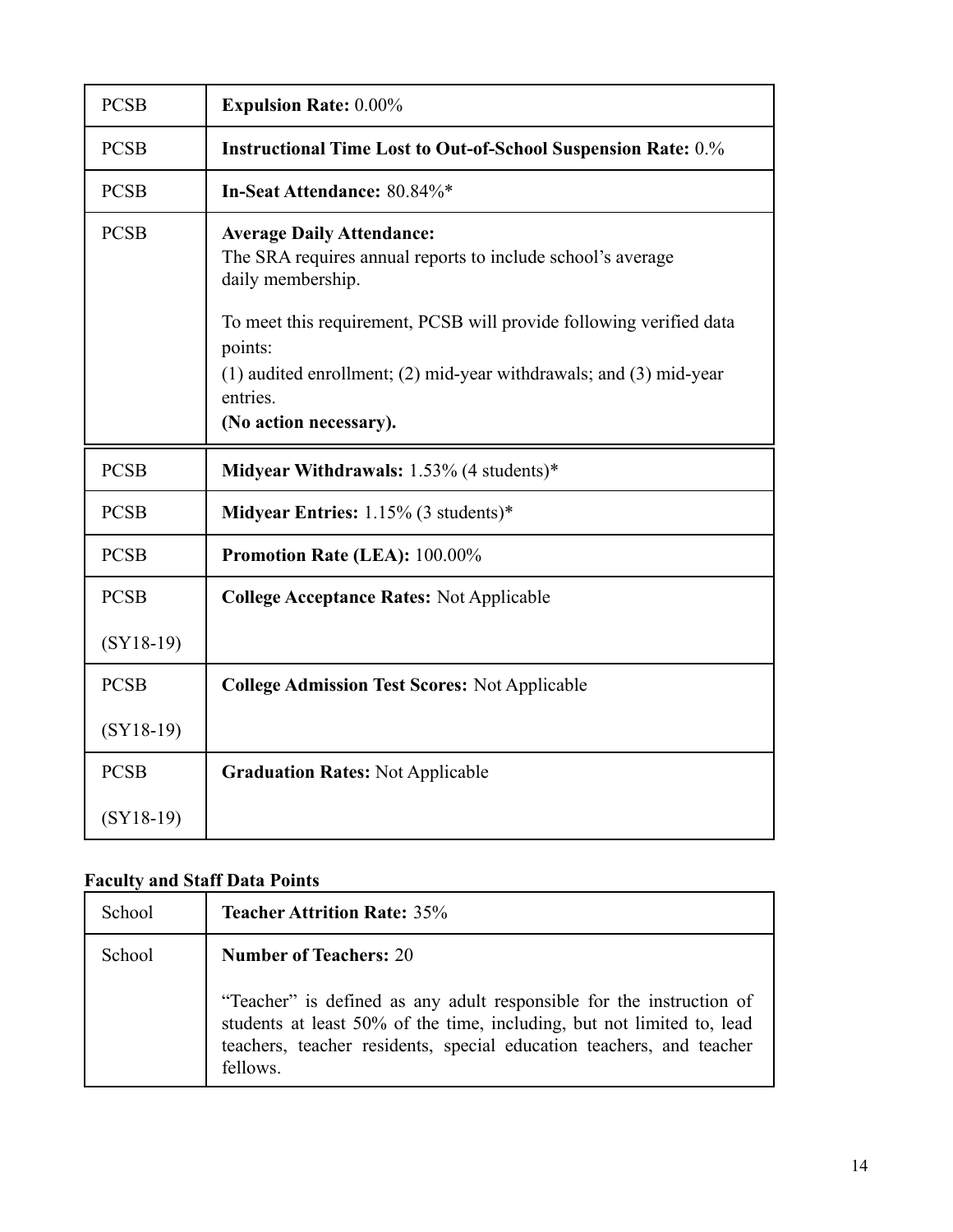| | |
|---|---|
| PCSB | **Expulsion Rate:** 0.00% |
| PCSB | **Instructional Time Lost to Out-of-School Suspension Rate:** 0.% |
| PCSB | **In-Seat Attendance:** 80.84%* |
| PCSB | **Average Daily Attendance:**<br>The SRA requires annual reports to include school's average daily membership.<br><br>To meet this requirement, PCSB will provide following verified data points:<br>(1) audited enrollment; (2) mid-year withdrawals; and (3) mid-year entries.<br>**(No action necessary).** |
| PCSB | **Midyear Withdrawals:** 1.53% (4 students)* |
| PCSB | **Midyear Entries:** 1.15% (3 students)* |
| PCSB | **Promotion Rate (LEA):** 100.00% |
| PCSB<br><br>(SY18-19) | **College Acceptance Rates:** Not Applicable |
| PCSB<br><br>(SY18-19) | **College Admission Test Scores:** Not Applicable |
| PCSB<br><br>(SY18-19) | **Graduation Rates:** Not Applicable |

**Faculty and Staff Data Points**

| | |
|---|---|
| School | **Teacher Attrition Rate:** 35% |
| School | **Number of Teachers:** 20<br><br>"Teacher" is defined as any adult responsible for the instruction of students at least 50% of the time, including, but not limited to, lead teachers, teacher residents, special education teachers, and teacher fellows. |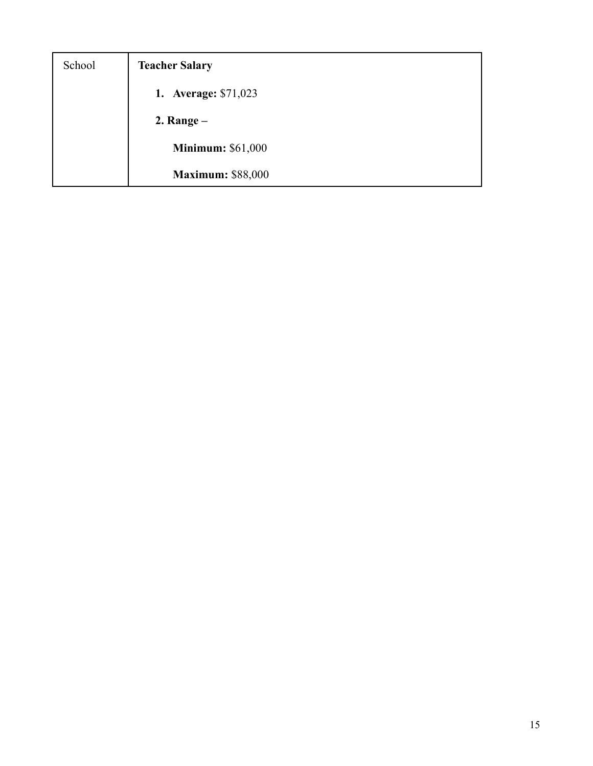| School | **Teacher Salary**<br><br>1. **Average:** $71,023<br><br>**2. Range –**<br><br>**Minimum:** $61,000<br><br>**Maximum:** $88,000 |
|---|---|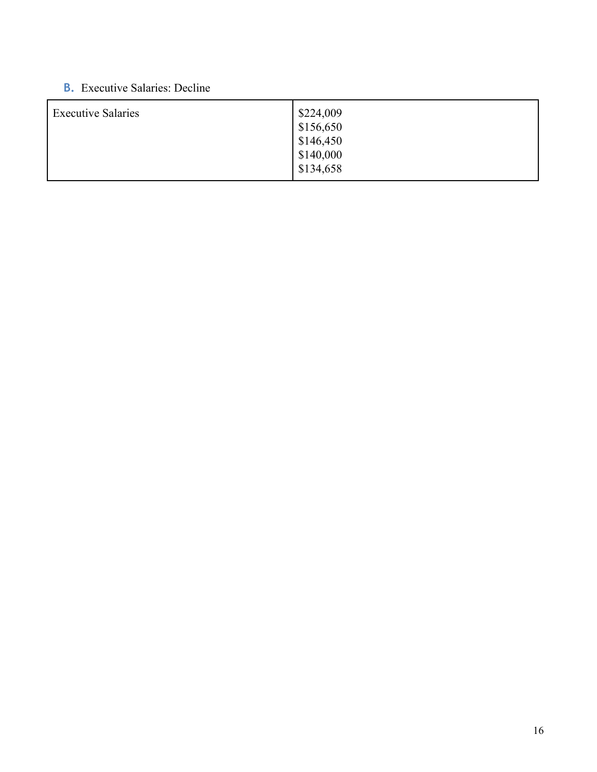B. Executive Salaries: Decline

| Executive Salaries | \$224,009<br>\$156,650<br>\$146,450<br>\$140,000<br>\$134,658 |
|---|---|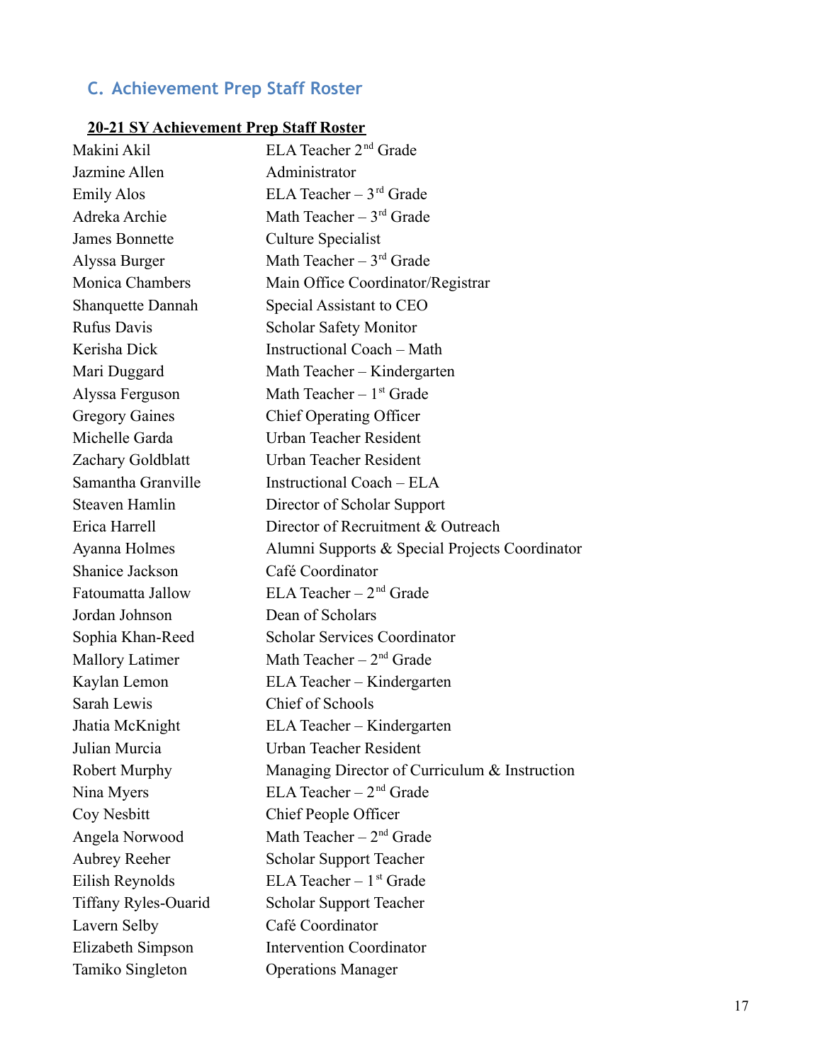## C. Achievement Prep Staff Roster

**20-21 SY Achievement Prep Staff Roster**

| | |
|---|---|
| Makini Akil | ELA Teacher 2nd Grade |
| Jazmine Allen | Administrator |
| Emily Alos | ELA Teacher – 3rd Grade |
| Adreka Archie | Math Teacher – 3rd Grade |
| James Bonnette | Culture Specialist |
| Alyssa Burger | Math Teacher – 3rd Grade |
| Monica Chambers | Main Office Coordinator/Registrar |
| Shanquette Dannah | Special Assistant to CEO |
| Rufus Davis | Scholar Safety Monitor |
| Kerisha Dick | Instructional Coach – Math |
| Mari Duggard | Math Teacher – Kindergarten |
| Alyssa Ferguson | Math Teacher – 1st Grade |
| Gregory Gaines | Chief Operating Officer |
| Michelle Garda | Urban Teacher Resident |
| Zachary Goldblatt | Urban Teacher Resident |
| Samantha Granville | Instructional Coach – ELA |
| Steaven Hamlin | Director of Scholar Support |
| Erica Harrell | Director of Recruitment & Outreach |
| Ayanna Holmes | Alumni Supports & Special Projects Coordinator |
| Shanice Jackson | Café Coordinator |
| Fatoumatta Jallow | ELA Teacher – 2nd Grade |
| Jordan Johnson | Dean of Scholars |
| Sophia Khan-Reed | Scholar Services Coordinator |
| Mallory Latimer | Math Teacher – 2nd Grade |
| Kaylan Lemon | ELA Teacher – Kindergarten |
| Sarah Lewis | Chief of Schools |
| Jhatia McKnight | ELA Teacher – Kindergarten |
| Julian Murcia | Urban Teacher Resident |
| Robert Murphy | Managing Director of Curriculum & Instruction |
| Nina Myers | ELA Teacher – 2nd Grade |
| Coy Nesbitt | Chief People Officer |
| Angela Norwood | Math Teacher – 2nd Grade |
| Aubrey Reeher | Scholar Support Teacher |
| Eilish Reynolds | ELA Teacher – 1st Grade |
| Tiffany Ryles-Ouarid | Scholar Support Teacher |
| Lavern Selby | Café Coordinator |
| Elizabeth Simpson | Intervention Coordinator |
| Tamiko Singleton | Operations Manager |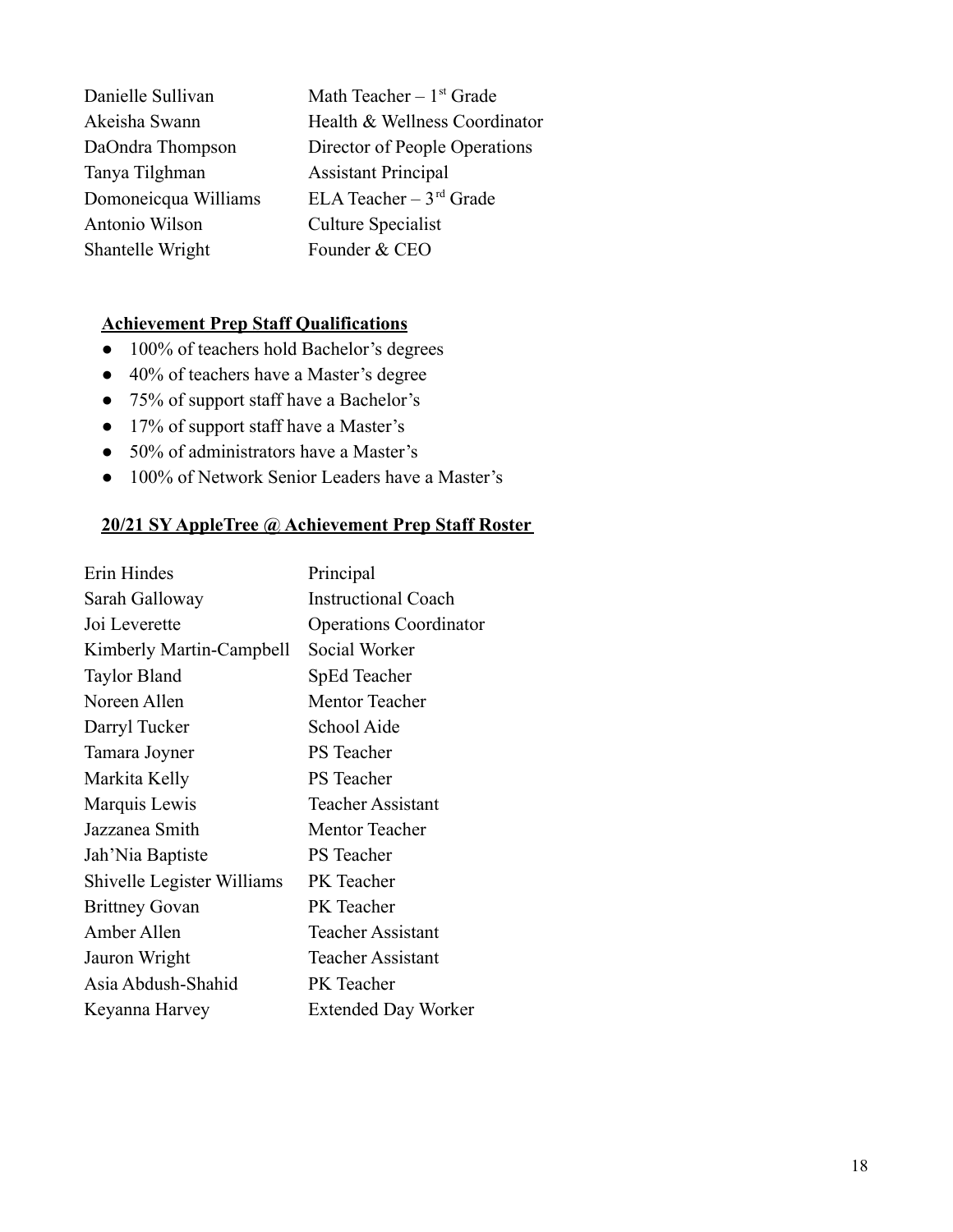| | |
|---|---|
| Danielle Sullivan | Math Teacher – 1[st] Grade |
| Akeisha Swann | Health & Wellness Coordinator |
| DaOndra Thompson | Director of People Operations |
| Tanya Tilghman | Assistant Principal |
| Domoneicqua Williams | ELA Teacher – 3[rd] Grade |
| Antonio Wilson | Culture Specialist |
| Shantelle Wright | Founder & CEO |

**Achievement Prep Staff Qualifications**

- 100% of teachers hold Bachelor's degrees
- 40% of teachers have a Master's degree
- 75% of support staff have a Bachelor's
- 17% of support staff have a Master's
- 50% of administrators have a Master's
- 100% of Network Senior Leaders have a Master's

**20/21 SY AppleTree @ Achievement Prep Staff Roster**

| | |
|---|---|
| Erin Hindes | Principal |
| Sarah Galloway | Instructional Coach |
| Joi Leverette | Operations Coordinator |
| Kimberly Martin-Campbell | Social Worker |
| Taylor Bland | SpEd Teacher |
| Noreen Allen | Mentor Teacher |
| Darryl Tucker | School Aide |
| Tamara Joyner | PS Teacher |
| Markita Kelly | PS Teacher |
| Marquis Lewis | Teacher Assistant |
| Jazzanea Smith | Mentor Teacher |
| Jah'Nia Baptiste | PS Teacher |
| Shivelle Legister Williams | PK Teacher |
| Brittney Govan | PK Teacher |
| Amber Allen | Teacher Assistant |
| Jauron Wright | Teacher Assistant |
| Asia Abdush-Shahid | PK Teacher |
| Keyanna Harvey | Extended Day Worker |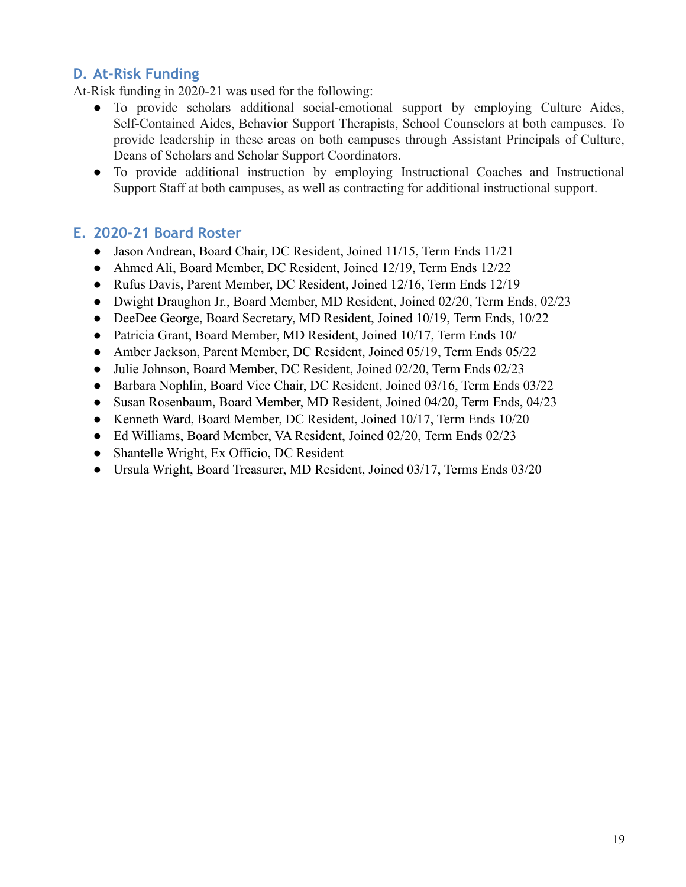## D. At-Risk Funding

At-Risk funding in 2020-21 was used for the following:

- To provide scholars additional social-emotional support by employing Culture Aides, Self-Contained Aides, Behavior Support Therapists, School Counselors at both campuses. To provide leadership in these areas on both campuses through Assistant Principals of Culture, Deans of Scholars and Scholar Support Coordinators.
- To provide additional instruction by employing Instructional Coaches and Instructional Support Staff at both campuses, as well as contracting for additional instructional support.

## E. 2020-21 Board Roster

- Jason Andrean, Board Chair, DC Resident, Joined 11/15, Term Ends 11/21
- Ahmed Ali, Board Member, DC Resident, Joined 12/19, Term Ends 12/22
- Rufus Davis, Parent Member, DC Resident, Joined 12/16, Term Ends 12/19
- Dwight Draughon Jr., Board Member, MD Resident, Joined 02/20, Term Ends, 02/23
- DeeDee George, Board Secretary, MD Resident, Joined 10/19, Term Ends, 10/22
- Patricia Grant, Board Member, MD Resident, Joined 10/17, Term Ends 10/
- Amber Jackson, Parent Member, DC Resident, Joined 05/19, Term Ends 05/22
- Julie Johnson, Board Member, DC Resident, Joined 02/20, Term Ends 02/23
- Barbara Nophlin, Board Vice Chair, DC Resident, Joined 03/16, Term Ends 03/22
- Susan Rosenbaum, Board Member, MD Resident, Joined 04/20, Term Ends, 04/23
- Kenneth Ward, Board Member, DC Resident, Joined 10/17, Term Ends 10/20
- Ed Williams, Board Member, VA Resident, Joined 02/20, Term Ends 02/23
- Shantelle Wright, Ex Officio, DC Resident
- Ursula Wright, Board Treasurer, MD Resident, Joined 03/17, Terms Ends 03/20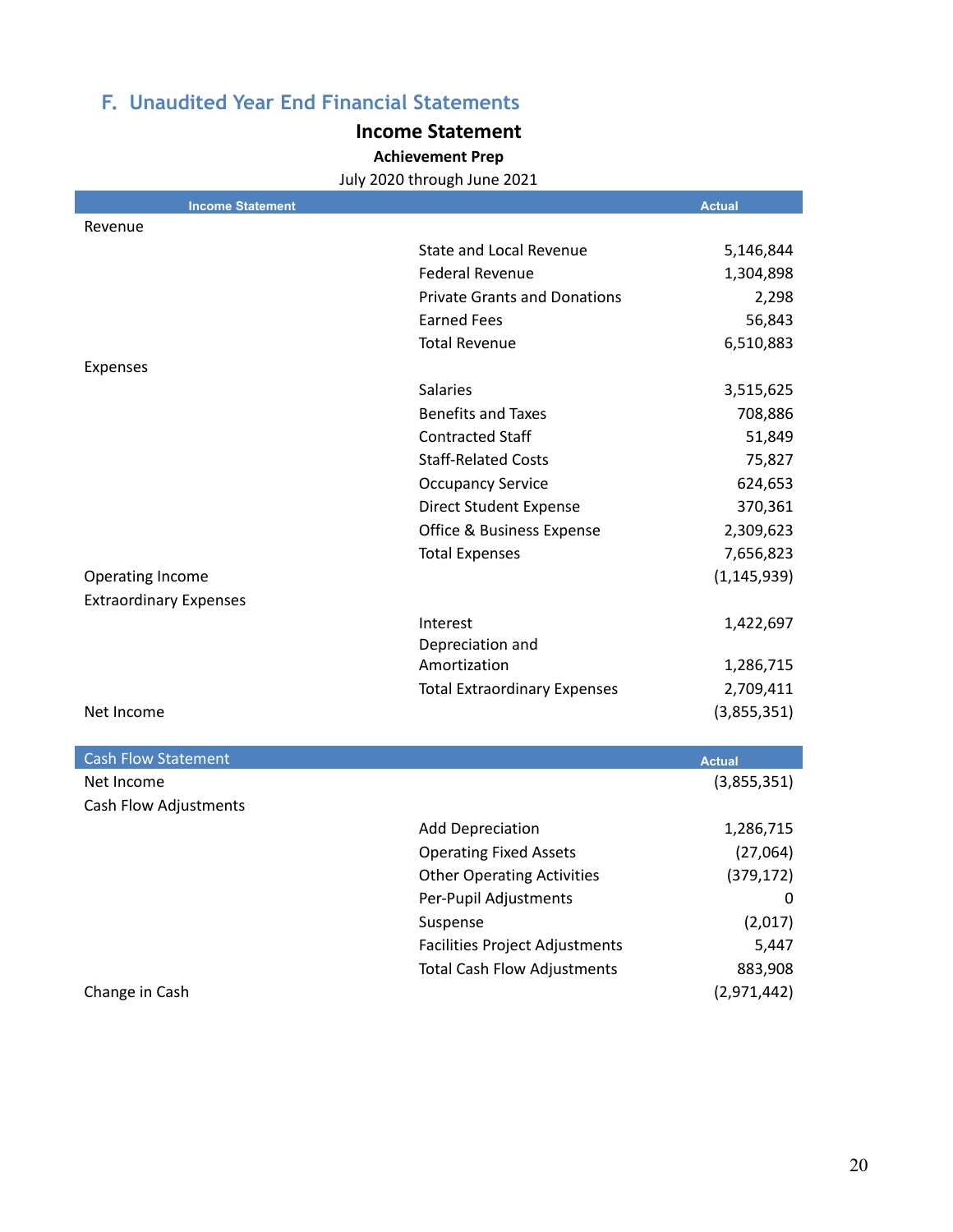## F. Unaudited Year End Financial Statements

### Income Statement

**Achievement Prep**

July 2020 through June 2021

| Income Statement | | Actual |
|---|---|---|
| Revenue | | |
| | State and Local Revenue | 5,146,844 |
| | Federal Revenue | 1,304,898 |
| | Private Grants and Donations | 2,298 |
| | Earned Fees | 56,843 |
| | Total Revenue | 6,510,883 |
| Expenses | | |
| | Salaries | 3,515,625 |
| | Benefits and Taxes | 708,886 |
| | Contracted Staff | 51,849 |
| | Staff-Related Costs | 75,827 |
| | Occupancy Service | 624,653 |
| | Direct Student Expense | 370,361 |
| | Office & Business Expense | 2,309,623 |
| | Total Expenses | 7,656,823 |
| Operating Income | | (1,145,939) |
| Extraordinary Expenses | | |
| | Interest | 1,422,697 |
| | Depreciation and Amortization | 1,286,715 |
| | Total Extraordinary Expenses | 2,709,411 |
| Net Income | | (3,855,351) |

| Cash Flow Statement | | Actual |
|---|---|---|
| Net Income | | (3,855,351) |
| Cash Flow Adjustments | | |
| | Add Depreciation | 1,286,715 |
| | Operating Fixed Assets | (27,064) |
| | Other Operating Activities | (379,172) |
| | Per-Pupil Adjustments | 0 |
| | Suspense | (2,017) |
| | Facilities Project Adjustments | 5,447 |
| | Total Cash Flow Adjustments | 883,908 |
| Change in Cash | | (2,971,442) |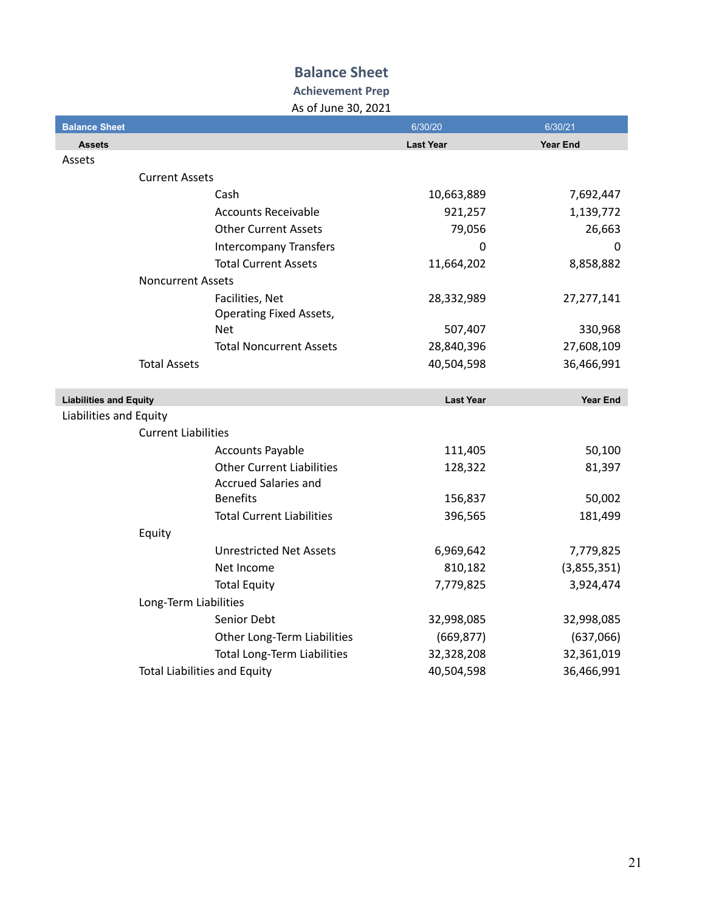## Balance Sheet

### Achievement Prep

As of June 30, 2021

| Balance Sheet | 6/30/20 | 6/30/21 |
|---|---|---|
| **Assets** | **Last Year** | **Year End** |
| Assets | | |
| Current Assets | | |
| Cash | 10,663,889 | 7,692,447 |
| Accounts Receivable | 921,257 | 1,139,772 |
| Other Current Assets | 79,056 | 26,663 |
| Intercompany Transfers | 0 | 0 |
| Total Current Assets | 11,664,202 | 8,858,882 |
| Noncurrent Assets | | |
| Facilities, Net | 28,332,989 | 27,277,141 |
| Operating Fixed Assets, Net | 507,407 | 330,968 |
| Total Noncurrent Assets | 28,840,396 | 27,608,109 |
| Total Assets | 40,504,598 | 36,466,991 |

| **Liabilities and Equity** | **Last Year** | **Year End** |
|---|---|---|
| Liabilities and Equity | | |
| Current Liabilities | | |
| Accounts Payable | 111,405 | 50,100 |
| Other Current Liabilities | 128,322 | 81,397 |
| Accrued Salaries and Benefits | 156,837 | 50,002 |
| Total Current Liabilities | 396,565 | 181,499 |
| Equity | | |
| Unrestricted Net Assets | 6,969,642 | 7,779,825 |
| Net Income | 810,182 | (3,855,351) |
| Total Equity | 7,779,825 | 3,924,474 |
| Long-Term Liabilities | | |
| Senior Debt | 32,998,085 | 32,998,085 |
| Other Long-Term Liabilities | (669,877) | (637,066) |
| Total Long-Term Liabilities | 32,328,208 | 32,361,019 |
| Total Liabilities and Equity | 40,504,598 | 36,466,991 |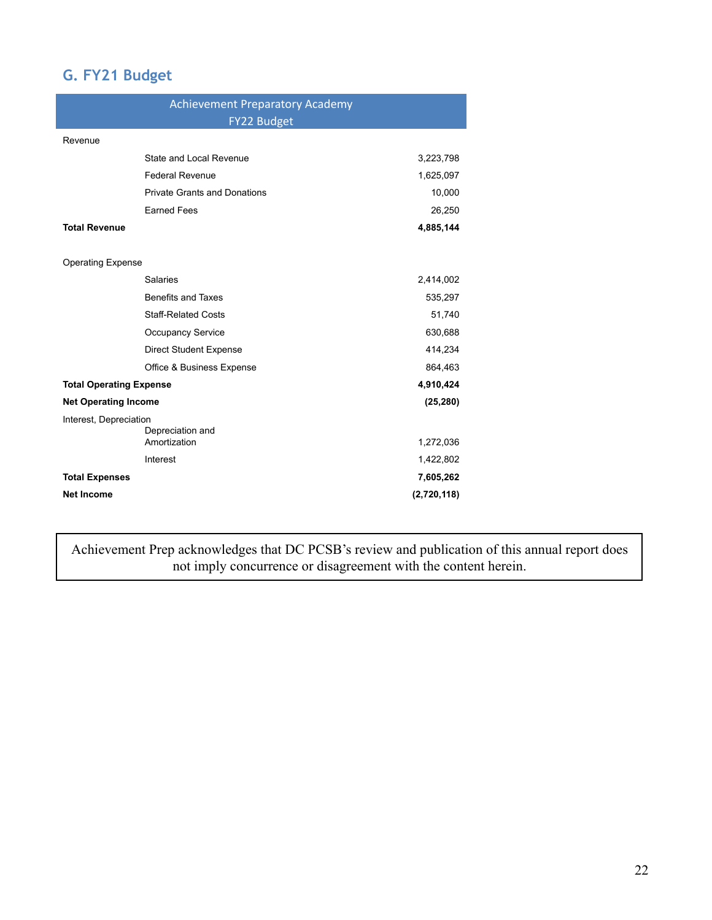## G. FY21 Budget

| Achievement Preparatory Academy FY22 Budget | | |
|---|---|---|
| Revenue | | |
| | State and Local Revenue | 3,223,798 |
| | Federal Revenue | 1,625,097 |
| | Private Grants and Donations | 10,000 |
| | Earned Fees | 26,250 |
| **Total Revenue** | | **4,885,144** |
| | | |
| Operating Expense | | |
| | Salaries | 2,414,002 |
| | Benefits and Taxes | 535,297 |
| | Staff-Related Costs | 51,740 |
| | Occupancy Service | 630,688 |
| | Direct Student Expense | 414,234 |
| | Office & Business Expense | 864,463 |
| **Total Operating Expense** | | **4,910,424** |
| **Net Operating Income** | | **(25,280)** |
| Interest, Depreciation | | |
| | Depreciation and Amortization | 1,272,036 |
| | Interest | 1,422,802 |
| **Total Expenses** | | **7,605,262** |
| **Net Income** | | **(2,720,118)** |

Achievement Prep acknowledges that DC PCSB's review and publication of this annual report does not imply concurrence or disagreement with the content herein.